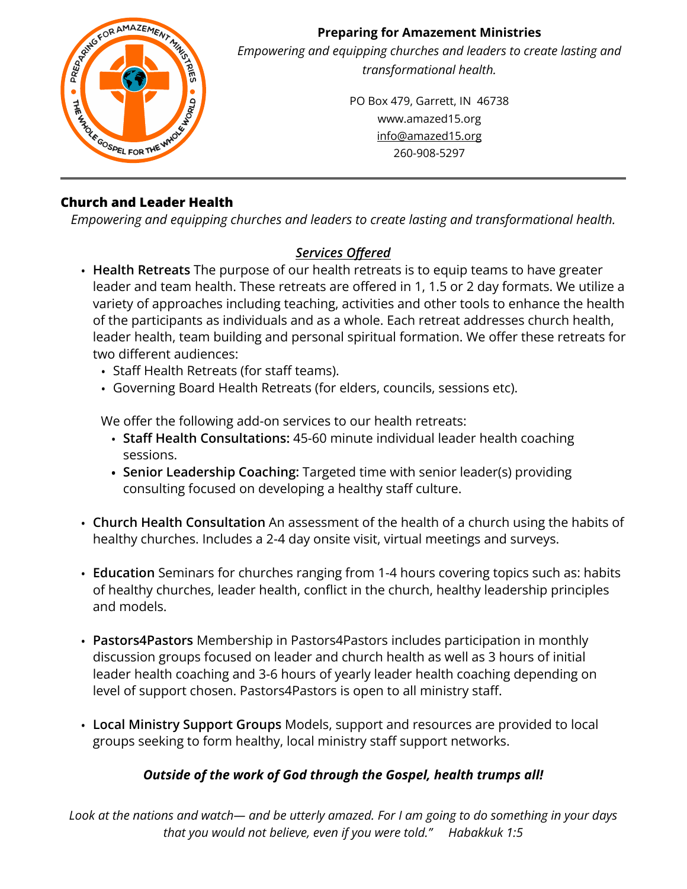**Preparing for Amazement Ministries**

*Empowering and equipping churches and leaders to create lasting and transformational health.*

PO Box 479, Garrett, IN 46738
www.amazed15.org
info@amazed15.org
260-908-5297

---

## Church and Leader Health

*Empowering and equipping churches and leaders to create lasting and transformational health.*

### *Services Offered*

- **Health Retreats** The purpose of our health retreats is to equip teams to have greater leader and team health. These retreats are offered in 1, 1.5 or 2 day formats. We utilize a variety of approaches including teaching, activities and other tools to enhance the health of the participants as individuals and as a whole. Each retreat addresses church health, leader health, team building and personal spiritual formation. We offer these retreats for two different audiences:
  - Staff Health Retreats (for staff teams).
  - Governing Board Health Retreats (for elders, councils, sessions etc).

  We offer the following add-on services to our health retreats:
  - **Staff Health Consultations:** 45-60 minute individual leader health coaching sessions.
  - **Senior Leadership Coaching:** Targeted time with senior leader(s) providing consulting focused on developing a healthy staff culture.

- **Church Health Consultation** An assessment of the health of a church using the habits of healthy churches. Includes a 2-4 day onsite visit, virtual meetings and surveys.

- **Education** Seminars for churches ranging from 1-4 hours covering topics such as: habits of healthy churches, leader health, conflict in the church, healthy leadership principles and models.

- **Pastors4Pastors** Membership in Pastors4Pastors includes participation in monthly discussion groups focused on leader and church health as well as 3 hours of initial leader health coaching and 3-6 hours of yearly leader health coaching depending on level of support chosen. Pastors4Pastors is open to all ministry staff.

- **Local Ministry Support Groups** Models, support and resources are provided to local groups seeking to form healthy, local ministry staff support networks.

***Outside of the work of God through the Gospel, health trumps all!***

*Look at the nations and watch— and be utterly amazed. For I am going to do something in your days that you would not believe, even if you were told." Habakkuk 1:5*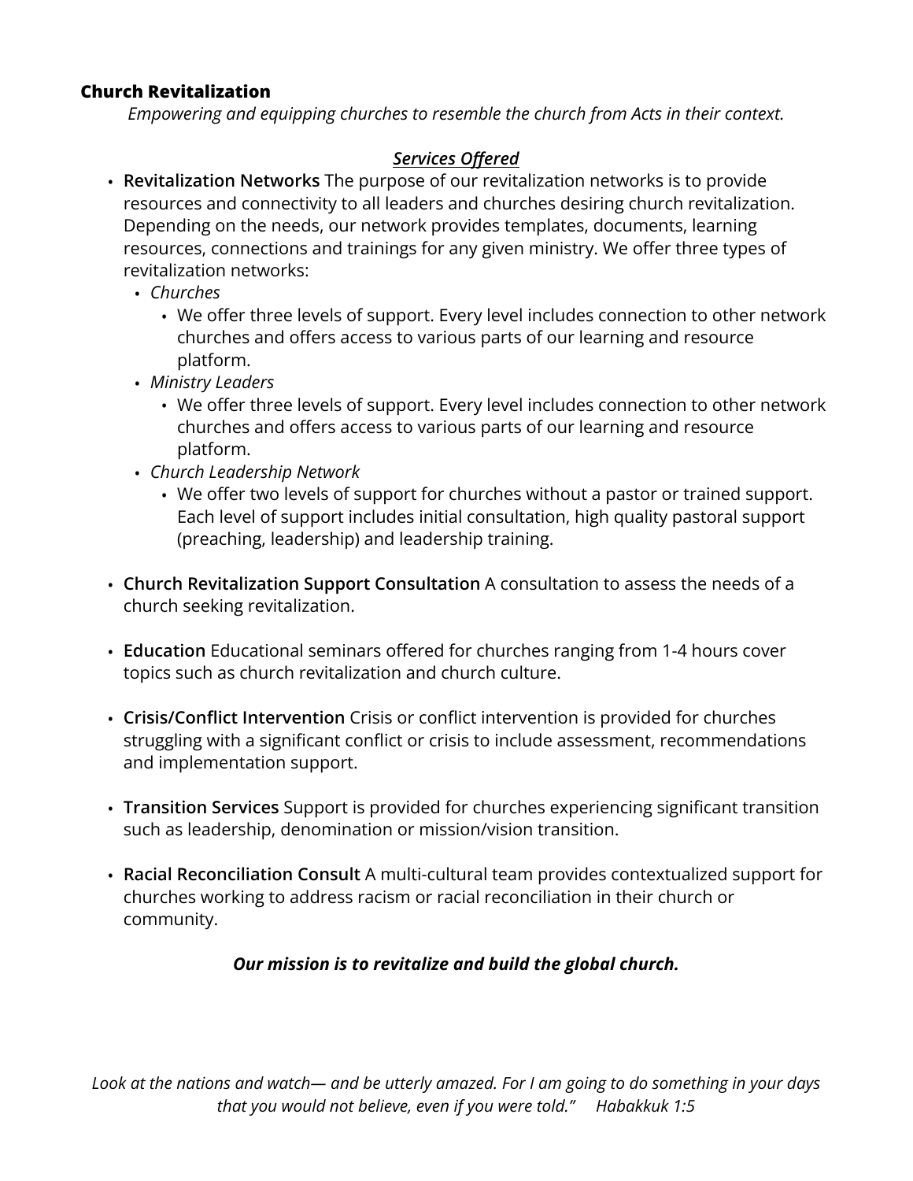**Church Revitalization**

*Empowering and equipping churches to resemble the church from Acts in their context.*

***Services Offered***

- **Revitalization Networks** The purpose of our revitalization networks is to provide resources and connectivity to all leaders and churches desiring church revitalization. Depending on the needs, our network provides templates, documents, learning resources, connections and trainings for any given ministry. We offer three types of revitalization networks:
  - *Churches*
    - We offer three levels of support. Every level includes connection to other network churches and offers access to various parts of our learning and resource platform.
  - *Ministry Leaders*
    - We offer three levels of support. Every level includes connection to other network churches and offers access to various parts of our learning and resource platform.
  - *Church Leadership Network*
    - We offer two levels of support for churches without a pastor or trained support. Each level of support includes initial consultation, high quality pastoral support (preaching, leadership) and leadership training.

- **Church Revitalization Support Consultation** A consultation to assess the needs of a church seeking revitalization.

- **Education** Educational seminars offered for churches ranging from 1-4 hours cover topics such as church revitalization and church culture.

- **Crisis/Conflict Intervention** Crisis or conflict intervention is provided for churches struggling with a significant conflict or crisis to include assessment, recommendations and implementation support.

- **Transition Services** Support is provided for churches experiencing significant transition such as leadership, denomination or mission/vision transition.

- **Racial Reconciliation Consult** A multi-cultural team provides contextualized support for churches working to address racism or racial reconciliation in their church or community.

***Our mission is to revitalize and build the global church.***

*Look at the nations and watch— and be utterly amazed. For I am going to do something in your days that you would not believe, even if you were told." Habakkuk 1:5*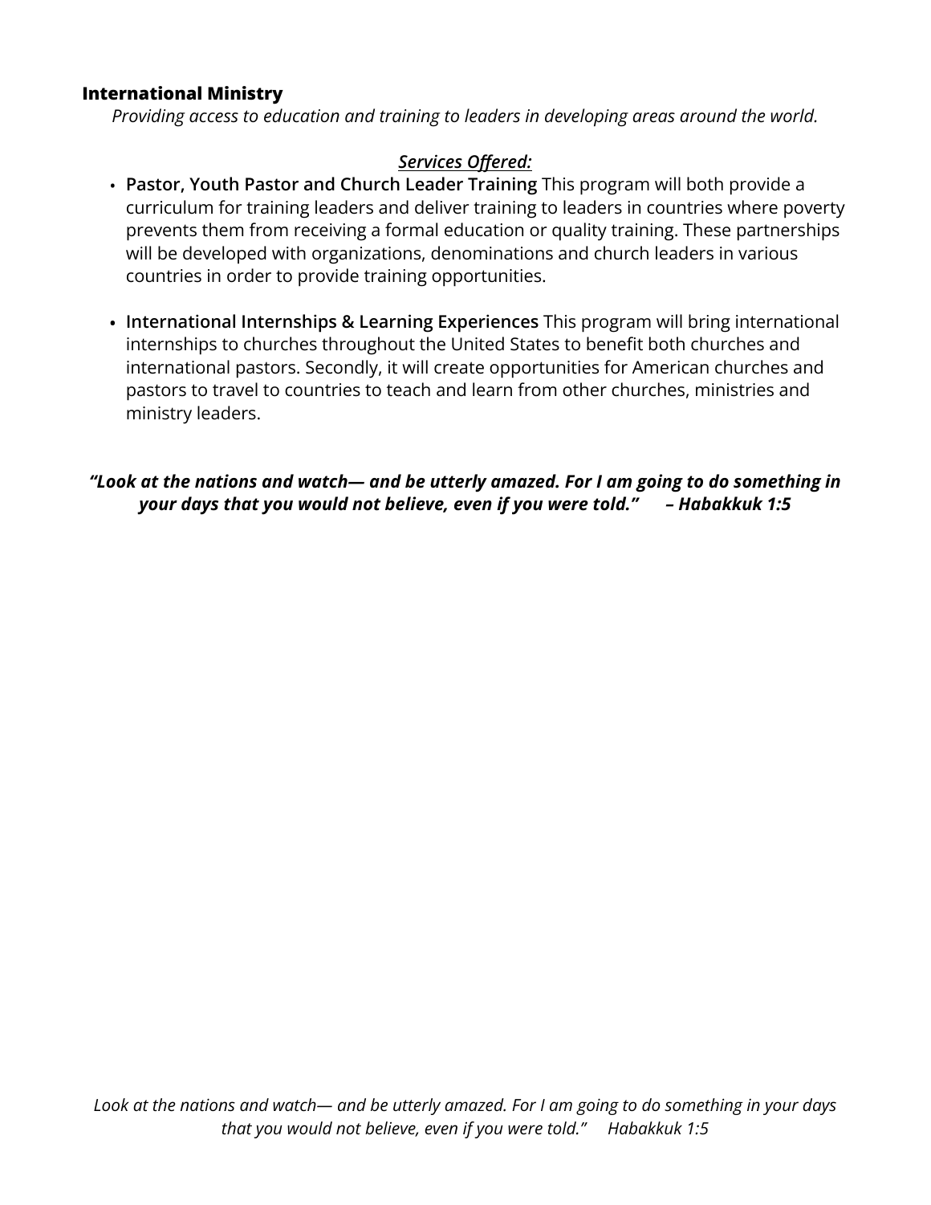**International Ministry**

*Providing access to education and training to leaders in developing areas around the world.*

***Services Offered:***

- **Pastor, Youth Pastor and Church Leader Training** This program will both provide a curriculum for training leaders and deliver training to leaders in countries where poverty prevents them from receiving a formal education or quality training. These partnerships will be developed with organizations, denominations and church leaders in various countries in order to provide training opportunities.

- **International Internships & Learning Experiences** This program will bring international internships to churches throughout the United States to benefit both churches and international pastors. Secondly, it will create opportunities for American churches and pastors to travel to countries to teach and learn from other churches, ministries and ministry leaders.

***"Look at the nations and watch— and be utterly amazed. For I am going to do something in your days that you would not believe, even if you were told." – Habakkuk 1:5***